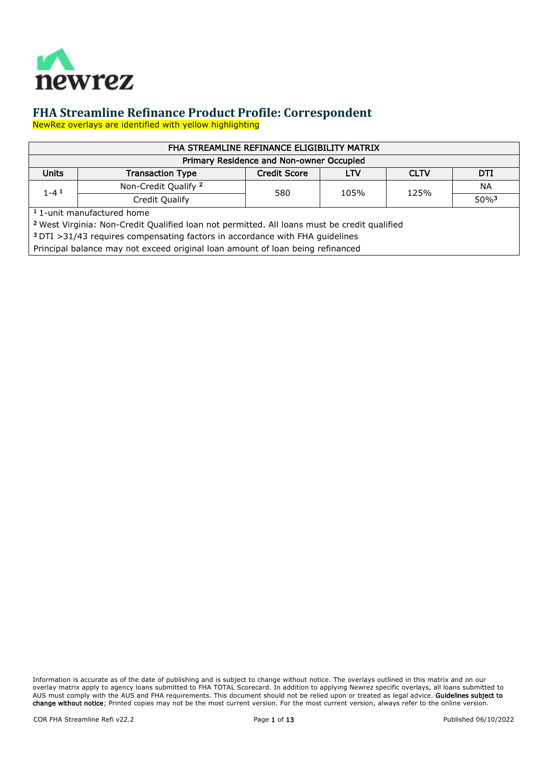newrez

# FHA Streamline Refinance Product Profile: Correspondent

NewRez overlays are identified with yellow highlighting

| FHA STREAMLINE REFINANCE ELIGIBILITY MATRIX | | | | | |
|---|---|---|---|---|---|
| Primary Residence and Non-owner Occupied | | | | | |
| Units | Transaction Type | Credit Score | LTV | CLTV | DTI |
| 1-4 [1] | Non-Credit Qualify [2] | 580 | 105% | 125% | NA |
| | Credit Qualify | | | | 50%[3] |

[1] 1-unit manufactured home

[2] West Virginia: Non-Credit Qualified loan not permitted. All loans must be credit qualified

[3] DTI >31/43 requires compensating factors in accordance with FHA guidelines

Principal balance may not exceed original loan amount of loan being refinanced

Information is accurate as of the date of publishing and is subject to change without notice. The overlays outlined in this matrix and on our overlay matrix apply to agency loans submitted to FHA TOTAL Scorecard. In addition to applying Newrez specific overlays, all loans submitted to AUS must comply with the AUS and FHA requirements. This document should not be relied upon or treated as legal advice. **Guidelines subject to change without notice**; Printed copies may not be the most current version. For the most current version, always refer to the online version.

COR FHA Streamline Refi v22.2 Published 06/10/2022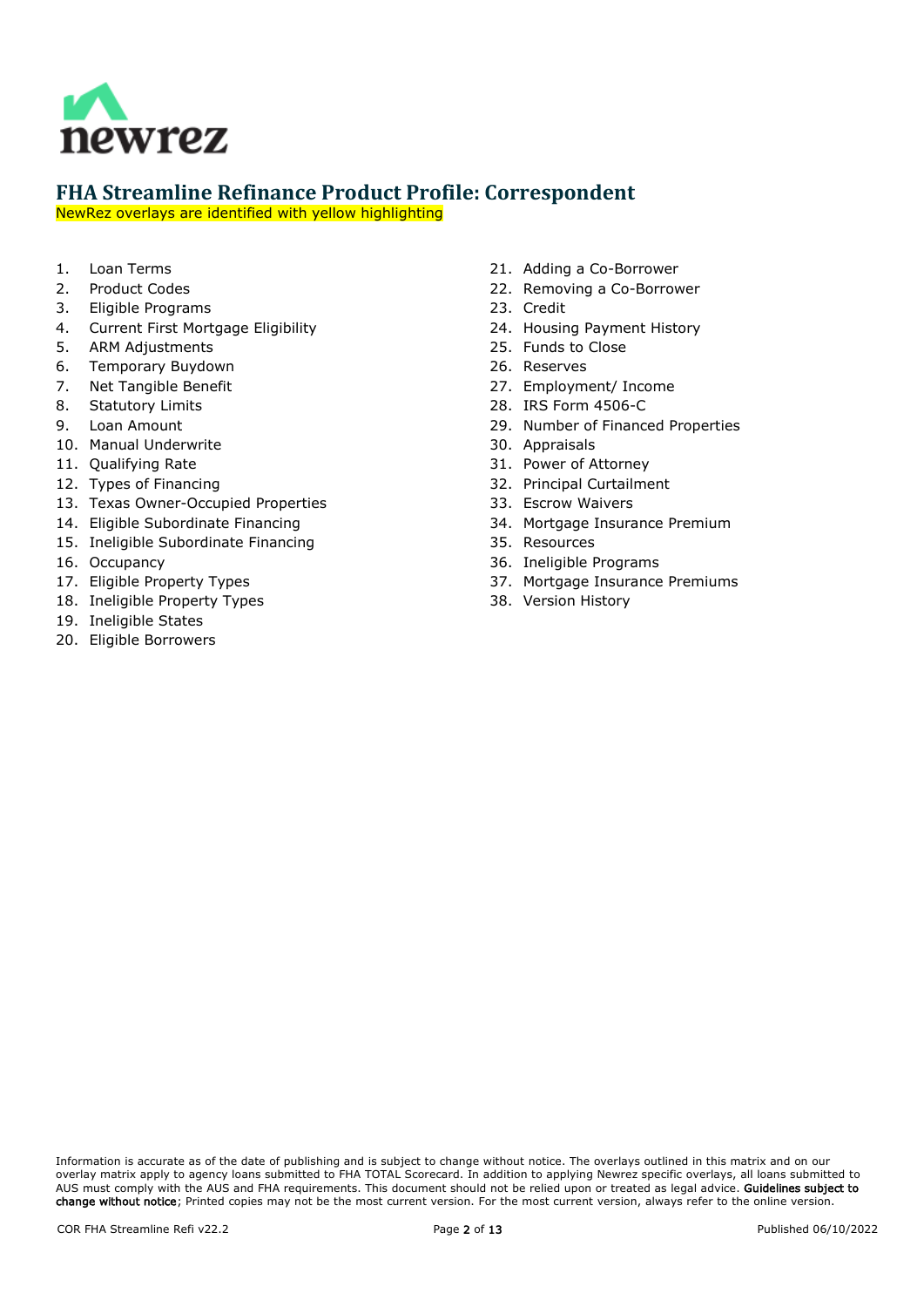# FHA Streamline Refinance Product Profile: Correspondent

NewRez overlays are identified with yellow highlighting

1. Loan Terms
2. Product Codes
3. Eligible Programs
4. Current First Mortgage Eligibility
5. ARM Adjustments
6. Temporary Buydown
7. Net Tangible Benefit
8. Statutory Limits
9. Loan Amount
10. Manual Underwrite
11. Qualifying Rate
12. Types of Financing
13. Texas Owner-Occupied Properties
14. Eligible Subordinate Financing
15. Ineligible Subordinate Financing
16. Occupancy
17. Eligible Property Types
18. Ineligible Property Types
19. Ineligible States
20. Eligible Borrowers
21. Adding a Co-Borrower
22. Removing a Co-Borrower
23. Credit
24. Housing Payment History
25. Funds to Close
26. Reserves
27. Employment/ Income
28. IRS Form 4506-C
29. Number of Financed Properties
30. Appraisals
31. Power of Attorney
32. Principal Curtailment
33. Escrow Waivers
34. Mortgage Insurance Premium
35. Resources
36. Ineligible Programs
37. Mortgage Insurance Premiums
38. Version History

Information is accurate as of the date of publishing and is subject to change without notice. The overlays outlined in this matrix and on our overlay matrix apply to agency loans submitted to FHA TOTAL Scorecard. In addition to applying Newrez specific overlays, all loans submitted to AUS must comply with the AUS and FHA requirements. This document should not be relied upon or treated as legal advice. **Guidelines subject to change without notice**; Printed copies may not be the most current version. For the most current version, always refer to the online version.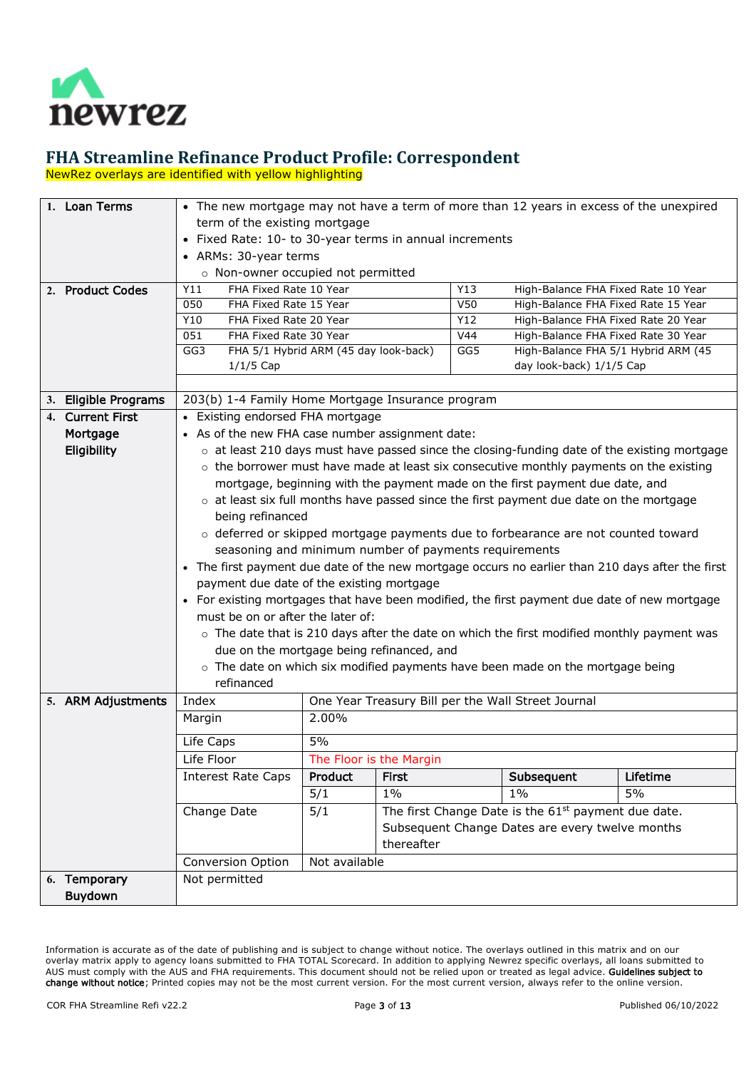# FHA Streamline Refinance Product Profile: Correspondent

NewRez overlays are identified with yellow highlighting

| | |
|---|---|
| **1. Loan Terms** | • The new mortgage may not have a term of more than 12 years in excess of the unexpired term of the existing mortgage<br>• Fixed Rate: 10- to 30-year terms in annual increments<br>• ARMs: 30-year terms<br>  ○ Non-owner occupied not permitted |
| **2. Product Codes** | Y11 FHA Fixed Rate 10 Year; 050 FHA Fixed Rate 15 Year; Y10 FHA Fixed Rate 20 Year; 051 FHA Fixed Rate 30 Year; GG3 FHA 5/1 Hybrid ARM (45 day look-back) 1/1/5 Cap; Y13 High-Balance FHA Fixed Rate 10 Year; V50 High-Balance FHA Fixed Rate 15 Year; Y12 High-Balance FHA Fixed Rate 20 Year; V44 High-Balance FHA Fixed Rate 30 Year; GG5 High-Balance FHA 5/1 Hybrid ARM (45 day look-back) 1/1/5 Cap |
| **3. Eligible Programs** | 203(b) 1-4 Family Home Mortgage Insurance program |
| **4. Current First Mortgage Eligibility** | • Existing endorsed FHA mortgage<br>• As of the new FHA case number assignment date:<br>  ○ at least 210 days must have passed since the closing-funding date of the existing mortgage<br>  ○ the borrower must have made at least six consecutive monthly payments on the existing mortgage, beginning with the payment made on the first payment due date, and<br>  ○ at least six full months have passed since the first payment due date on the mortgage being refinanced<br>  ○ deferred or skipped mortgage payments due to forbearance are not counted toward seasoning and minimum number of payments requirements<br>• The first payment due date of the new mortgage occurs no earlier than 210 days after the first payment due date of the existing mortgage<br>• For existing mortgages that have been modified, the first payment due date of new mortgage must be on or after the later of:<br>  ○ The date that is 210 days after the date on which the first modified monthly payment was due on the mortgage being refinanced, and<br>  ○ The date on which six modified payments have been made on the mortgage being refinanced |
| **5. ARM Adjustments** | See ARM Adjustments table below |
| **6. Temporary Buydown** | Not permitted |

**Product Codes**

| Code | Product | Code | Product |
|---|---|---|---|
| Y11 | FHA Fixed Rate 10 Year | Y13 | High-Balance FHA Fixed Rate 10 Year |
| 050 | FHA Fixed Rate 15 Year | V50 | High-Balance FHA Fixed Rate 15 Year |
| Y10 | FHA Fixed Rate 20 Year | Y12 | High-Balance FHA Fixed Rate 20 Year |
| 051 | FHA Fixed Rate 30 Year | V44 | High-Balance FHA Fixed Rate 30 Year |
| GG3 | FHA 5/1 Hybrid ARM (45 day look-back) 1/1/5 Cap | GG5 | High-Balance FHA 5/1 Hybrid ARM (45 day look-back) 1/1/5 Cap |

**ARM Adjustments**

| | | | | |
|---|---|---|---|---|
| Index | One Year Treasury Bill per the Wall Street Journal | | | |
| Margin | 2.00% | | | |
| Life Caps | 5% | | | |
| Life Floor | The Floor is the Margin | | | |
| Interest Rate Caps | **Product** | **First** | **Subsequent** | **Lifetime** |
| | 5/1 | 1% | 1% | 5% |
| Change Date | 5/1 | The first Change Date is the 61st payment due date. Subsequent Change Dates are every twelve months thereafter | | |
| Conversion Option | Not available | | | |

Information is accurate as of the date of publishing and is subject to change without notice. The overlays outlined in this matrix and on our overlay matrix apply to agency loans submitted to FHA TOTAL Scorecard. In addition to applying Newrez specific overlays, all loans submitted to AUS must comply with the AUS and FHA requirements. This document should not be relied upon or treated as legal advice. **Guidelines subject to change without notice**; Printed copies may not be the most current version. For the most current version, always refer to the online version.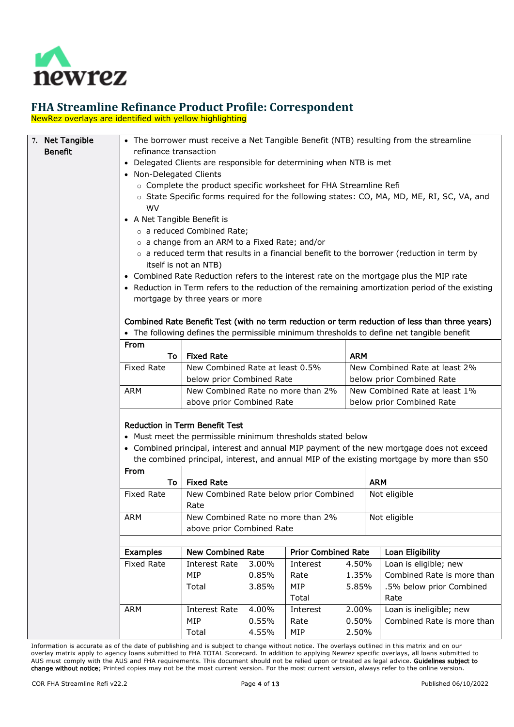# FHA Streamline Refinance Product Profile: Correspondent

NewRez overlays are identified with yellow highlighting

## 7. Net Tangible Benefit

- The borrower must receive a Net Tangible Benefit (NTB) resulting from the streamline refinance transaction
- Delegated Clients are responsible for determining when NTB is met
- Non-Delegated Clients
  - Complete the product specific worksheet for FHA Streamline Refi
  - State Specific forms required for the following states: CO, MA, MD, ME, RI, SC, VA, and WV
- A Net Tangible Benefit is
  - a reduced Combined Rate;
  - a change from an ARM to a Fixed Rate; and/or
  - a reduced term that results in a financial benefit to the borrower (reduction in term by itself is not an NTB)
- Combined Rate Reduction refers to the interest rate on the mortgage plus the MIP rate
- Reduction in Term refers to the reduction of the remaining amortization period of the existing mortgage by three years or more

**Combined Rate Benefit Test (with no term reduction or term reduction of less than three years)**

- The following defines the permissible minimum thresholds to define net tangible benefit

| From / To | Fixed Rate | ARM |
|---|---|---|
| Fixed Rate | New Combined Rate at least 0.5% below prior Combined Rate | New Combined Rate at least 2% below prior Combined Rate |
| ARM | New Combined Rate no more than 2% above prior Combined Rate | New Combined Rate at least 1% below prior Combined Rate |

**Reduction in Term Benefit Test**

- Must meet the permissible minimum thresholds stated below
- Combined principal, interest and annual MIP payment of the new mortgage does not exceed the combined principal, interest, and annual MIP of the existing mortgage by more than $50

| From / To | Fixed Rate | ARM |
|---|---|---|
| Fixed Rate | New Combined Rate below prior Combined Rate | Not eligible |
| ARM | New Combined Rate no more than 2% above prior Combined Rate | Not eligible |

| Examples | New Combined Rate | | Prior Combined Rate | | Loan Eligibility |
|---|---|---|---|---|---|
| Fixed Rate | Interest Rate | 3.00% | Interest Rate | 4.50% | Loan is eligible; new Combined Rate is more than .5% below prior Combined Rate |
| | MIP | 0.85% | MIP | 1.35% | |
| | Total | 3.85% | Total | 5.85% | |
| ARM | Interest Rate | 4.00% | Interest Rate | 2.00% | Loan is ineligible; new Combined Rate is more than |
| | MIP | 0.55% | MIP | 0.50% | |
| | Total | 4.55% | | 2.50% | |

Information is accurate as of the date of publishing and is subject to change without notice. The overlays outlined in this matrix and on our overlay matrix apply to agency loans submitted to FHA TOTAL Scorecard. In addition to applying Newrez specific overlays, all loans submitted to AUS must comply with the AUS and FHA requirements. This document should not be relied upon or treated as legal advice. **Guidelines subject to change without notice**; Printed copies may not be the most current version. For the most current version, always refer to the online version.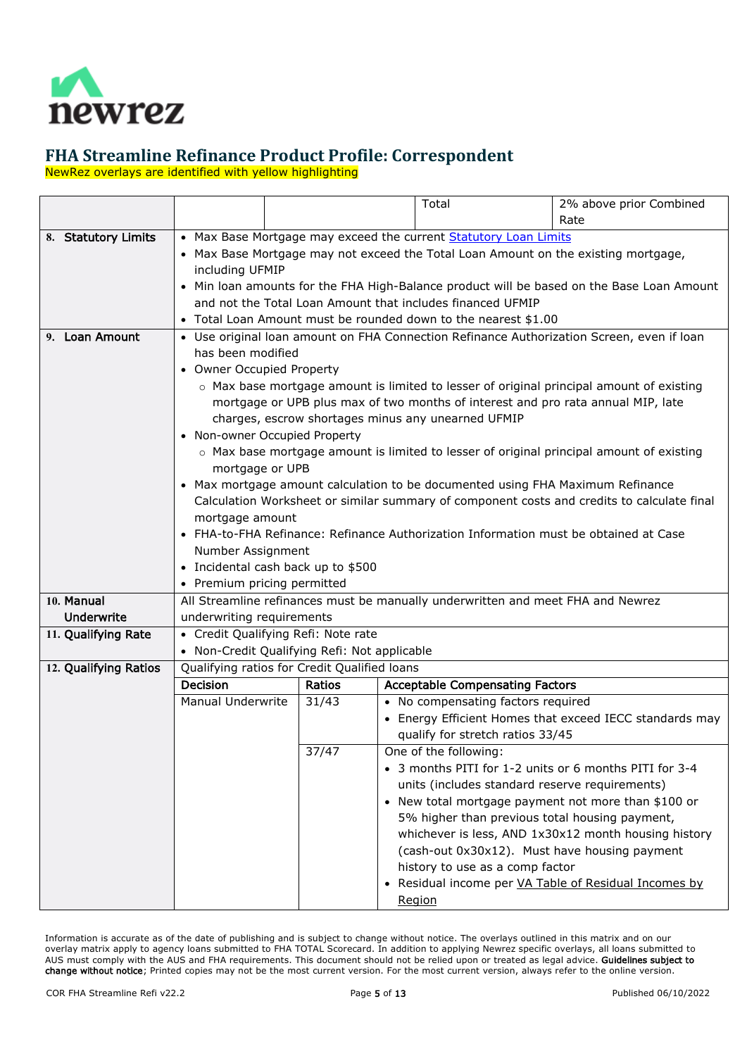# FHA Streamline Refinance Product Profile: Correspondent

NewRez overlays are identified with yellow highlighting

| | | | | |
|---|---|---|---|---|
| | | | Total | 2% above prior Combined Rate |
| 8. Statutory Limits | • Max Base Mortgage may exceed the current Statutory Loan Limits<br>• Max Base Mortgage may not exceed the Total Loan Amount on the existing mortgage, including UFMIP<br>• Min loan amounts for the FHA High-Balance product will be based on the Base Loan Amount and not the Total Loan Amount that includes financed UFMIP<br>• Total Loan Amount must be rounded down to the nearest $1.00 | | | |
| 9. Loan Amount | • Use original loan amount on FHA Connection Refinance Authorization Screen, even if loan has been modified<br>• Owner Occupied Property<br>  ○ Max base mortgage amount is limited to lesser of original principal amount of existing mortgage or UPB plus max of two months of interest and pro rata annual MIP, late charges, escrow shortages minus any unearned UFMIP<br>• Non-owner Occupied Property<br>  ○ Max base mortgage amount is limited to lesser of original principal amount of existing mortgage or UPB<br>• Max mortgage amount calculation to be documented using FHA Maximum Refinance Calculation Worksheet or similar summary of component costs and credits to calculate final mortgage amount<br>• FHA-to-FHA Refinance: Refinance Authorization Information must be obtained at Case Number Assignment<br>• Incidental cash back up to $500<br>• Premium pricing permitted | | | |
| 10. Manual Underwrite | All Streamline refinances must be manually underwritten and meet FHA and Newrez underwriting requirements | | | |
| 11. Qualifying Rate | • Credit Qualifying Refi: Note rate<br>• Non-Credit Qualifying Refi: Not applicable | | | |

| | | | |
|---|---|---|---|
| 12. Qualifying Ratios | Qualifying ratios for Credit Qualified loans | | |
| | **Decision** | **Ratios** | **Acceptable Compensating Factors** |
| | Manual Underwrite | 31/43 | • No compensating factors required<br>• Energy Efficient Homes that exceed IECC standards may qualify for stretch ratios 33/45 |
| | | 37/47 | One of the following:<br>• 3 months PITI for 1-2 units or 6 months PITI for 3-4 units (includes standard reserve requirements)<br>• New total mortgage payment not more than $100 or 5% higher than previous total housing payment, whichever is less, AND 1x30x12) month housing history (cash-out 0x30x12). Must have housing payment history to use as a comp factor<br>• Residual income per VA Table of Residual Incomes by Region |

Information is accurate as of the date of publishing and is subject to change without notice. The overlays outlined in this matrix and on our overlay matrix apply to agency loans submitted to FHA TOTAL Scorecard. In addition to applying Newrez specific overlays, all loans submitted to AUS must comply with the AUS and FHA requirements. This document should not be relied upon or treated as legal advice. **Guidelines subject to change without notice**; Printed copies may not be the most current version. For the most current version, always refer to the online version.

COR FHA Streamline Refi v22.2 — Published 06/10/2022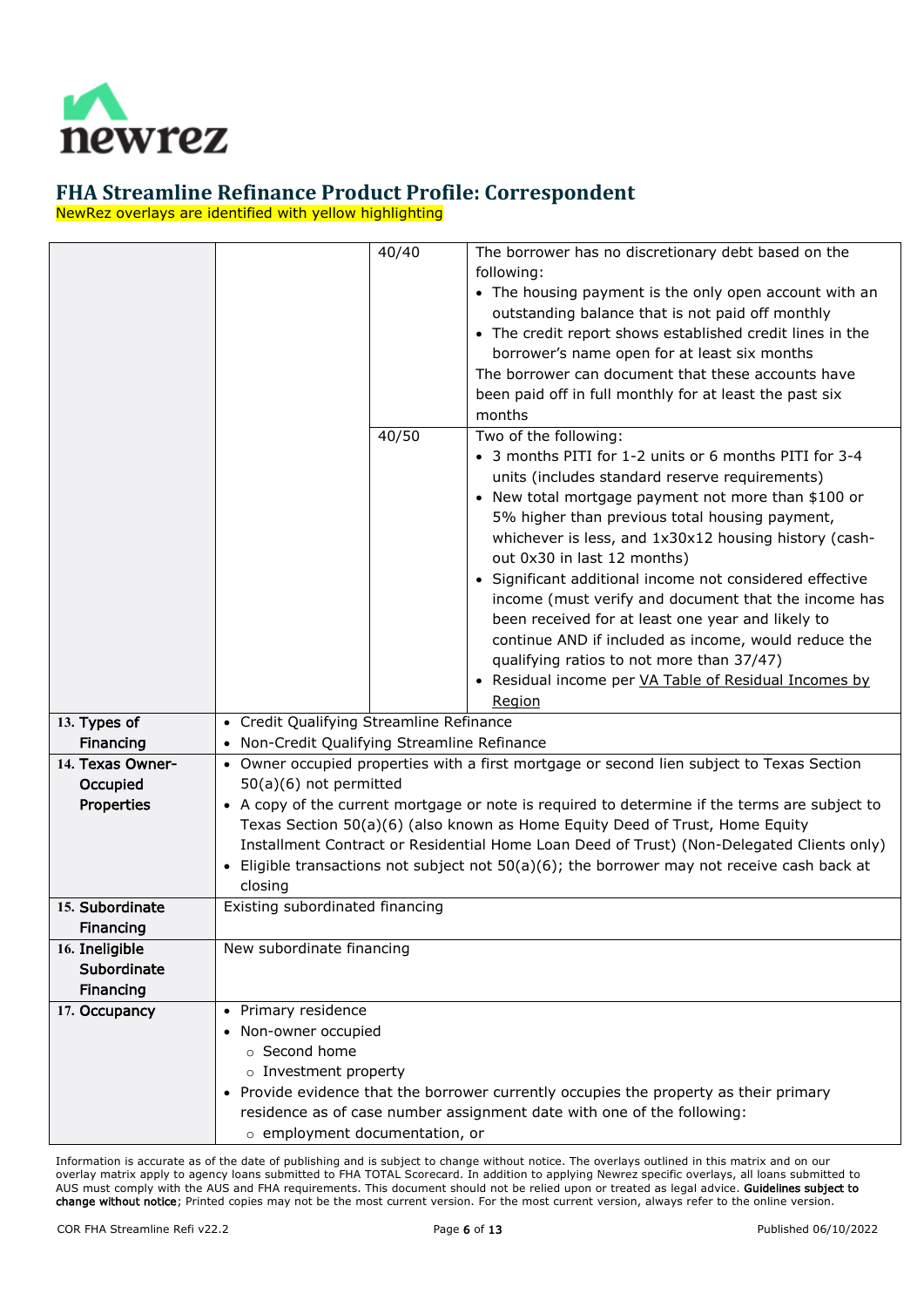# FHA Streamline Refinance Product Profile: Correspondent

NewRez overlays are identified with yellow highlighting

| | | | |
|---|---|---|---|
| | | 40/40 | The borrower has no discretionary debt based on the following:<br>• The housing payment is the only open account with an outstanding balance that is not paid off monthly<br>• The credit report shows established credit lines in the borrower's name open for at least six months<br>The borrower can document that these accounts have been paid off in full monthly for at least the past six months |
| | | 40/50 | Two of the following:<br>• 3 months PITI for 1-2 units or 6 months PITI for 3-4 units (includes standard reserve requirements)<br>• New total mortgage payment not more than $100 or 5% higher than previous total housing payment, whichever is less, and 1x30x12 housing history (cash-out 0x30 in last 12 months)<br>• Significant additional income not considered effective income (must verify and document that the income has been received for at least one year and likely to continue AND if included as income, would reduce the qualifying ratios to not more than 37/47)<br>• Residual income per VA Table of Residual Incomes by Region |
| 13. Types of Financing | • Credit Qualifying Streamline Refinance<br>• Non-Credit Qualifying Streamline Refinance | | |
| 14. Texas Owner-Occupied Properties | • Owner occupied properties with a first mortgage or second lien subject to Texas Section 50(a)(6) not permitted<br>• A copy of the current mortgage or note is required to determine if the terms are subject to Texas Section 50(a)(6) (also known as Home Equity Deed of Trust, Home Equity Installment Contract or Residential Home Loan Deed of Trust) (Non-Delegated Clients only)<br>• Eligible transactions not subject not 50(a)(6); the borrower may not receive cash back at closing | | |
| 15. Subordinate Financing | Existing subordinated financing | | |
| 16. Ineligible Subordinate Financing | New subordinate financing | | |
| 17. Occupancy | • Primary residence<br>• Non-owner occupied<br>  ○ Second home<br>  ○ Investment property<br>• Provide evidence that the borrower currently occupies the property as their primary residence as of case number assignment date with one of the following:<br>  ○ employment documentation, or | | |

Information is accurate as of the date of publishing and is subject to change without notice. The overlays outlined in this matrix and on our overlay matrix apply to agency loans submitted to FHA TOTAL Scorecard. In addition to applying Newrez specific overlays, all loans submitted to AUS must comply with the AUS and FHA requirements. This document should not be relied upon or treated as legal advice. **Guidelines subject to change without notice**; Printed copies may not be the most current version. For the most current version, always refer to the online version.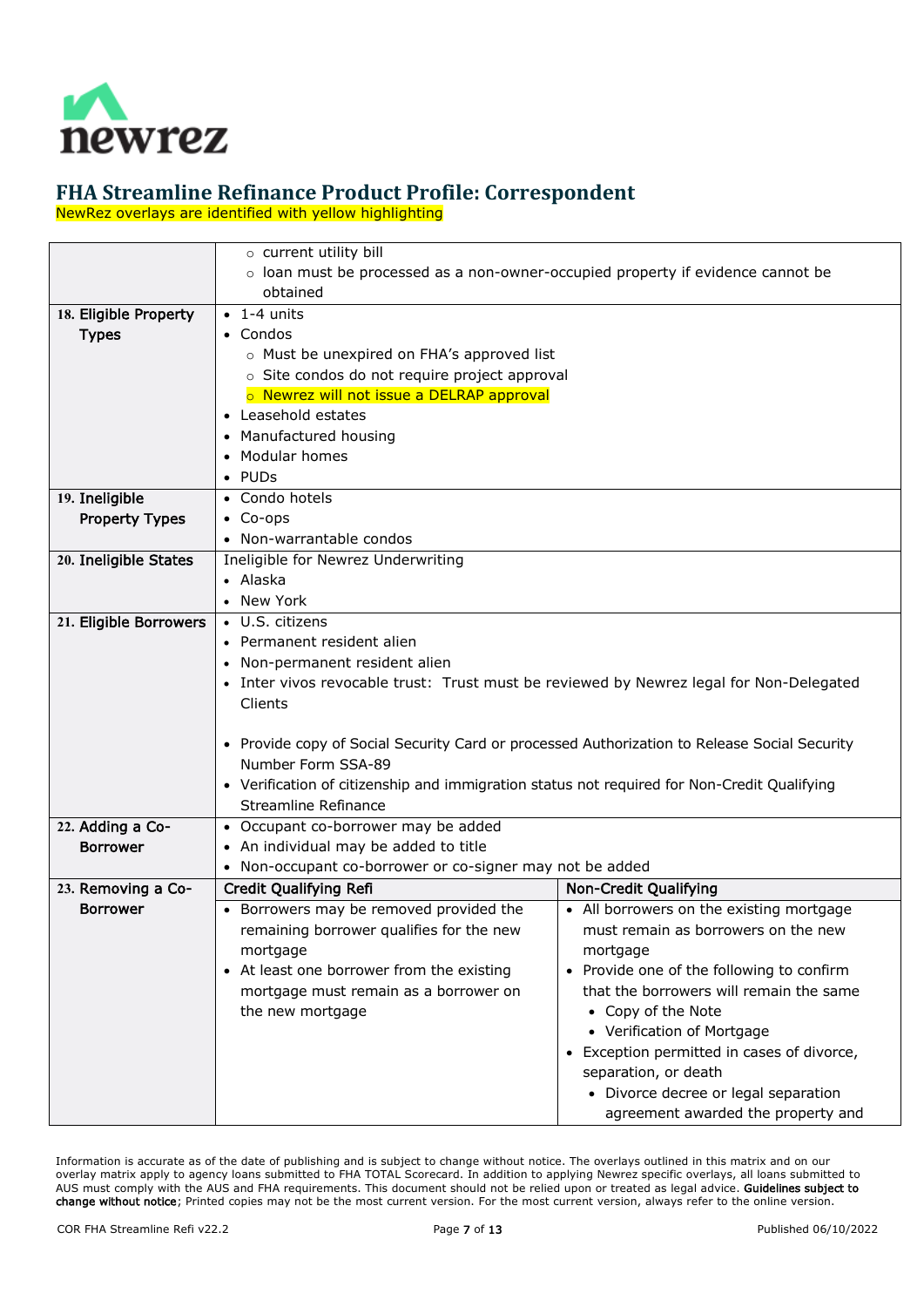# FHA Streamline Refinance Product Profile: Correspondent

NewRez overlays are identified with yellow highlighting

| | | |
|---|---|---|
| | ○ current utility bill<br>○ loan must be processed as a non-owner-occupied property if evidence cannot be obtained | |
| **18. Eligible Property Types** | • 1-4 units<br>• Condos<br>○ Must be unexpired on FHA's approved list<br>○ Site condos do not require project approval<br>○ Newrez will not issue a DELRAP approval<br>• Leasehold estates<br>• Manufactured housing<br>• Modular homes<br>• PUDs | |
| **19. Ineligible Property Types** | • Condo hotels<br>• Co-ops<br>• Non-warrantable condos | |
| **20. Ineligible States** | Ineligible for Newrez Underwriting<br>• Alaska<br>• New York | |
| **21. Eligible Borrowers** | • U.S. citizens<br>• Permanent resident alien<br>• Non-permanent resident alien<br>• Inter vivos revocable trust: Trust must be reviewed by Newrez legal for Non-Delegated Clients<br><br>• Provide copy of Social Security Card or processed Authorization to Release Social Security Number Form SSA-89<br>• Verification of citizenship and immigration status not required for Non-Credit Qualifying Streamline Refinance | |
| **22. Adding a Co-Borrower** | • Occupant co-borrower may be added<br>• An individual may be added to title<br>• Non-occupant co-borrower or co-signer may not be added | |
| **23. Removing a Co-Borrower** | **Credit Qualifying Refi** | **Non-Credit Qualifying** |
| | • Borrowers may be removed provided the remaining borrower qualifies for the new mortgage<br>• At least one borrower from the existing mortgage must remain as a borrower on the new mortgage | • All borrowers on the existing mortgage must remain as borrowers on the new mortgage<br>• Provide one of the following to confirm that the borrowers will remain the same<br>  • Copy of the Note<br>  • Verification of Mortgage<br>• Exception permitted in cases of divorce, separation, or death<br>  • Divorce decree or legal separation agreement awarded the property and |

Information is accurate as of the date of publishing and is subject to change without notice. The overlays outlined in this matrix and on our overlay matrix apply to agency loans submitted to FHA TOTAL Scorecard. In addition to applying Newrez specific overlays, all loans submitted to AUS must comply with the AUS and FHA requirements. This document should not be relied upon or treated as legal advice. **Guidelines subject to change without notice**; Printed copies may not be the most current version. For the most current version, always refer to the online version.

COR FHA Streamline Refi v22.2 — Published 06/10/2022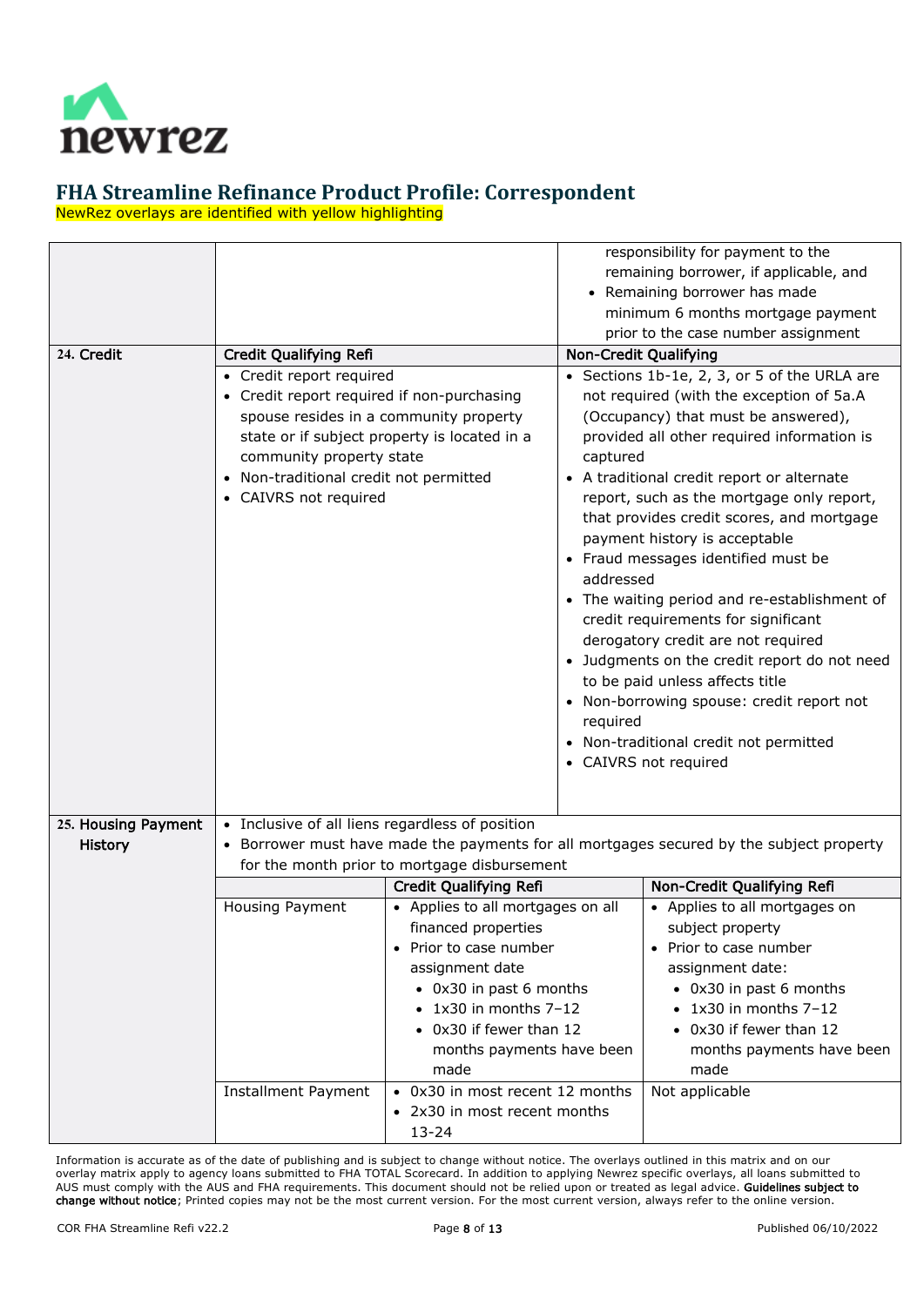# FHA Streamline Refinance Product Profile: Correspondent

NewRez overlays are identified with yellow highlighting

| | | |
|---|---|---|
| | | responsibility for payment to the remaining borrower, if applicable, and<br>• Remaining borrower has made minimum 6 months mortgage payment prior to the case number assignment |
| **24. Credit** | **Credit Qualifying Refi** | **Non-Credit Qualifying** |
| | • Credit report required<br>• Credit report required if non-purchasing spouse resides in a community property state or if subject property is located in a community property state<br>• Non-traditional credit not permitted<br>• CAIVRS not required | • Sections 1b-1e, 2, 3, or 5 of the URLA are not required (with the exception of 5a.A (Occupancy) that must be answered), provided all other required information is captured<br>• A traditional credit report or alternate report, such as the mortgage only report, that provides credit scores, and mortgage payment history is acceptable<br>• Fraud messages identified must be addressed<br>• The waiting period and re-establishment of credit requirements for significant derogatory credit are not required<br>• Judgments on the credit report do not need to be paid unless affects title<br>• Non-borrowing spouse: credit report not required<br>• Non-traditional credit not permitted<br>• CAIVRS not required |

| | | | |
|---|---|---|---|
| **25. Housing Payment History** | • Inclusive of all liens regardless of position<br>• Borrower must have made the payments for all mortgages secured by the subject property for the month prior to mortgage disbursement | | |
| | | **Credit Qualifying Refi** | **Non-Credit Qualifying Refi** |
| | Housing Payment | • Applies to all mortgages on all financed properties<br>• Prior to case number assignment date<br>  • 0x30 in past 6 months<br>  • 1x30 in months 7–12<br>  • 0x30 if fewer than 12 months payments have been made | • Applies to all mortgages on subject property<br>• Prior to case number assignment date:<br>  • 0x30 in past 6 months<br>  • 1x30 in months 7–12<br>  • 0x30 if fewer than 12 months payments have been made |
| | Installment Payment | • 0x30 in most recent 12 months<br>• 2x30 in most recent months 13-24 | Not applicable |

Information is accurate as of the date of publishing and is subject to change without notice. The overlays outlined in this matrix and on our overlay matrix apply to agency loans submitted to FHA TOTAL Scorecard. In addition to applying Newrez specific overlays, all loans submitted to AUS must comply with the AUS and FHA requirements. This document should not be relied upon or treated as legal advice. **Guidelines subject to change without notice**; Printed copies may not be the most current version. For the most current version, always refer to the online version.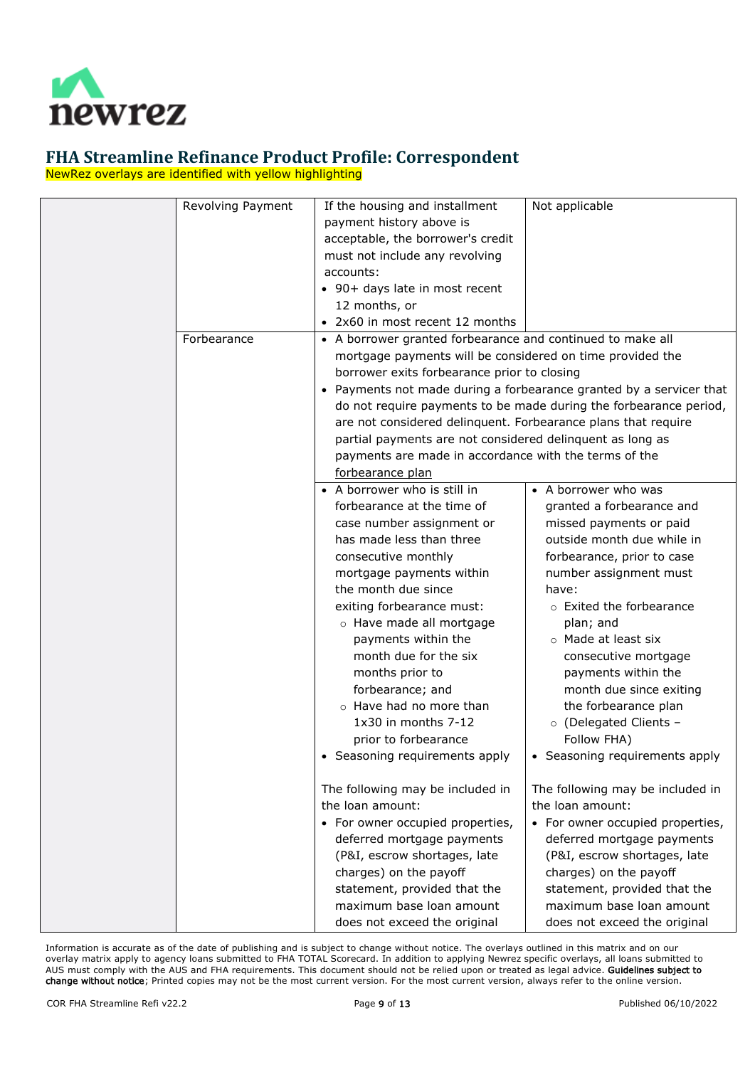# FHA Streamline Refinance Product Profile: Correspondent

NewRez overlays are identified with yellow highlighting

| | | | |
|---|---|---|---|
| | Revolving Payment | If the housing and installment payment history above is acceptable, the borrower's credit must not include any revolving accounts:<br>• 90+ days late in most recent 12 months, or<br>• 2x60 in most recent 12 months | Not applicable |
| | Forbearance | • A borrower granted forbearance and continued to make all mortgage payments will be considered on time provided the borrower exits forbearance prior to closing<br>• Payments not made during a forbearance granted by a servicer that do not require payments to be made during the forbearance period, are not considered delinquent. Forbearance plans that require partial payments are not considered delinquent as long as payments are made in accordance with the terms of the forbearance plan | |
| | | • A borrower who is still in forbearance at the time of case number assignment or has made less than three consecutive monthly mortgage payments within the month due since exiting forbearance must:<br>  ○ Have made all mortgage payments within the month due for the six months prior to forbearance; and<br>  ○ Have had no more than 1x30 in months 7-12 prior to forbearance<br>• Seasoning requirements apply<br><br>The following may be included in the loan amount:<br>• For owner occupied properties, deferred mortgage payments (P&I, escrow shortages, late charges) on the payoff statement, provided that the maximum base loan amount does not exceed the original | • A borrower who was granted a forbearance and missed payments or paid outside month due while in forbearance, prior to case number assignment must have:<br>  ○ Exited the forbearance plan; and<br>  ○ Made at least six consecutive mortgage payments within the month due since exiting the forbearance plan<br>  ○ (Delegated Clients – Follow FHA)<br>• Seasoning requirements apply<br><br>The following may be included in the loan amount:<br>• For owner occupied properties, deferred mortgage payments (P&I, escrow shortages, late charges) on the payoff statement, provided that the maximum base loan amount does not exceed the original |

Information is accurate as of the date of publishing and is subject to change without notice. The overlays outlined in this matrix and on our overlay matrix apply to agency loans submitted to FHA TOTAL Scorecard. In addition to applying Newrez specific overlays, all loans submitted to AUS must comply with the AUS and FHA requirements. This document should not be relied upon or treated as legal advice. **Guidelines subject to change without notice**; Printed copies may not be the most current version. For the most current version, always refer to the online version.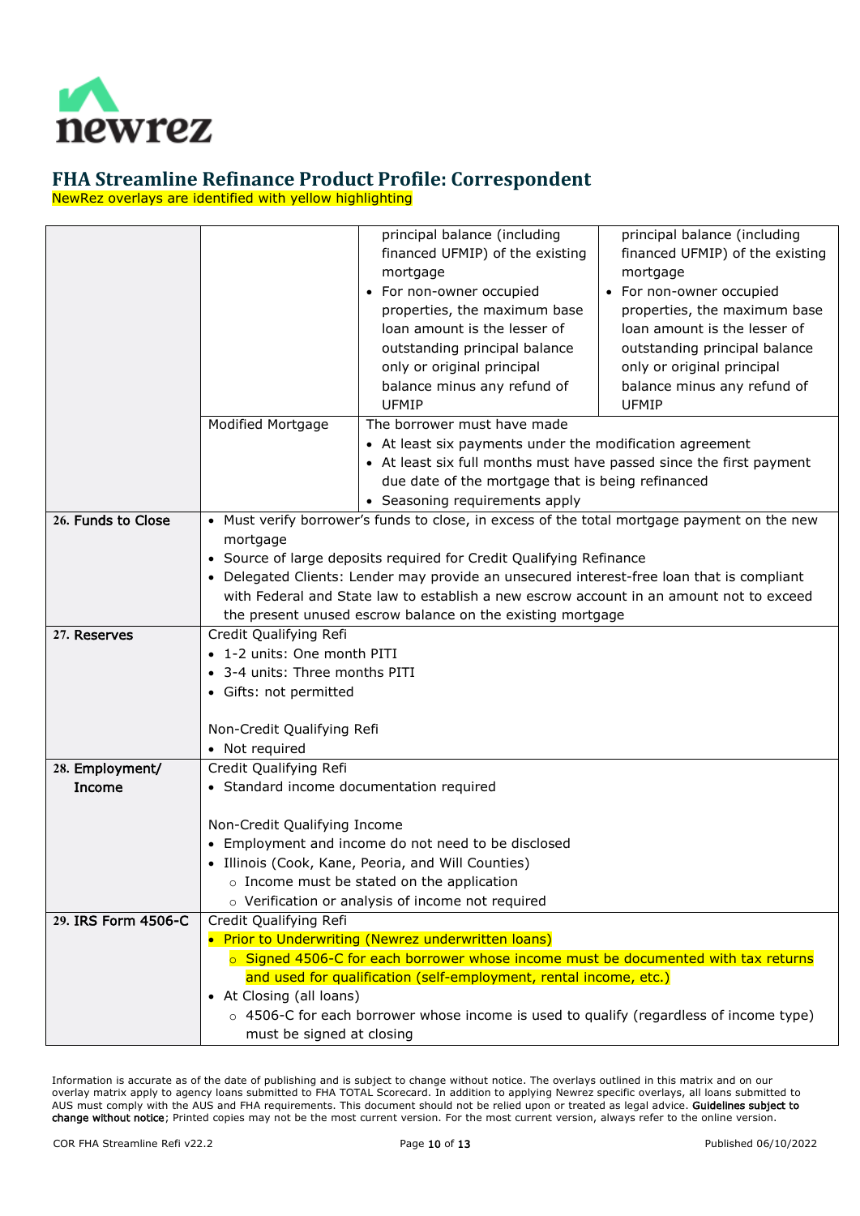# FHA Streamline Refinance Product Profile: Correspondent

NewRez overlays are identified with yellow highlighting

| | | | |
|---|---|---|---|
| | | principal balance (including financed UFMIP) of the existing mortgage<br>• For non-owner occupied properties, the maximum base loan amount is the lesser of outstanding principal balance only or original principal balance minus any refund of UFMIP | principal balance (including financed UFMIP) of the existing mortgage<br>• For non-owner occupied properties, the maximum base loan amount is the lesser of outstanding principal balance only or original principal balance minus any refund of UFMIP |
| | Modified Mortgage | The borrower must have made<br>• At least six payments under the modification agreement<br>• At least six full months must have passed since the first payment due date of the mortgage that is being refinanced<br>• Seasoning requirements apply | |
| **26. Funds to Close** | • Must verify borrower's funds to close, in excess of the total mortgage payment on the new mortgage<br>• Source of large deposits required for Credit Qualifying Refinance<br>• Delegated Clients: Lender may provide an unsecured interest-free loan that is compliant with Federal and State law to establish a new escrow account in an amount not to exceed the present unused escrow balance on the existing mortgage | | |
| **27. Reserves** | Credit Qualifying Refi<br>• 1-2 units: One month PITI<br>• 3-4 units: Three months PITI<br>• Gifts: not permitted<br><br>Non-Credit Qualifying Refi<br>• Not required | | |
| **28. Employment/ Income** | Credit Qualifying Refi<br>• Standard income documentation required<br><br>Non-Credit Qualifying Income<br>• Employment and income do not need to be disclosed<br>• Illinois (Cook, Kane, Peoria, and Will Counties)<br>  ○ Income must be stated on the application<br>  ○ Verification or analysis of income not required | | |
| **29. IRS Form 4506-C** | Credit Qualifying Refi<br>• Prior to Underwriting (Newrez underwritten loans)<br>  ○ Signed 4506-C for each borrower whose income must be documented with tax returns and used for qualification (self-employment, rental income, etc.)<br>• At Closing (all loans)<br>  ○ 4506-C for each borrower whose income is used to qualify (regardless of income type) must be signed at closing | | |

Information is accurate as of the date of publishing and is subject to change without notice. The overlays outlined in this matrix and on our overlay matrix apply to agency loans submitted to FHA TOTAL Scorecard. In addition to applying Newrez specific overlays, all loans submitted to AUS must comply with the AUS and FHA requirements. This document should not be relied upon or treated as legal advice. **Guidelines subject to change without notice**; Printed copies may not be the most current version. For the most current version, always refer to the online version.

COR FHA Streamline Refi v22.2 — Published 06/10/2022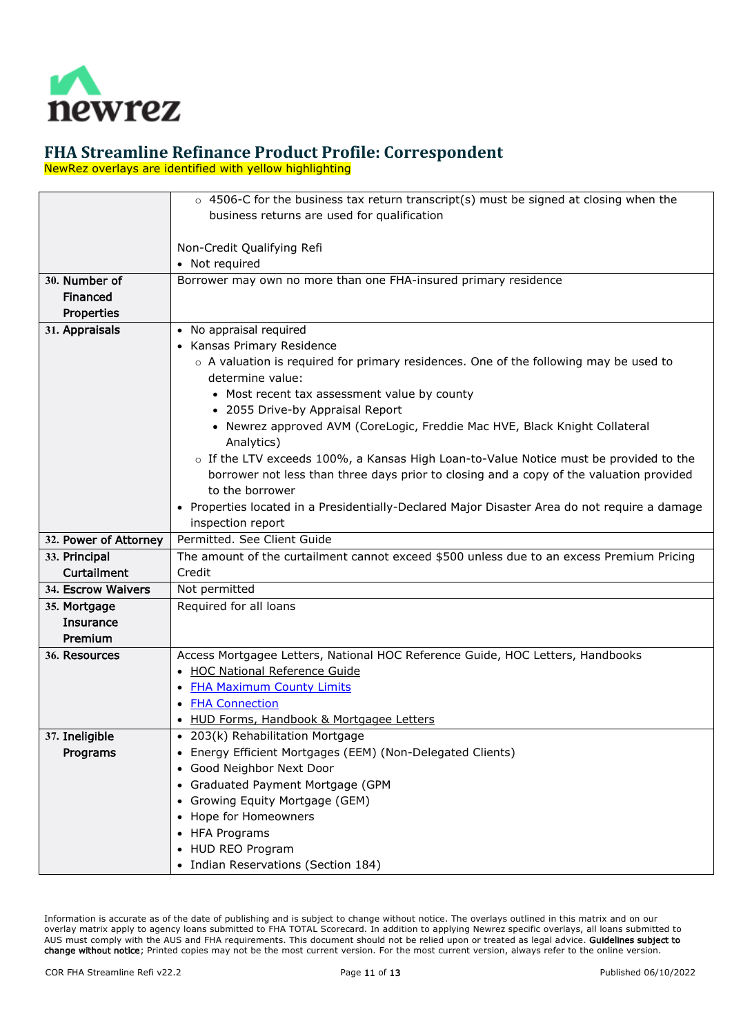# FHA Streamline Refinance Product Profile: Correspondent

NewRez overlays are identified with yellow highlighting

| | |
|---|---|
| | ○ 4506-C for the business tax return transcript(s) must be signed at closing when the business returns are used for qualification<br><br>Non-Credit Qualifying Refi<br>• Not required |
| **30. Number of Financed Properties** | Borrower may own no more than one FHA-insured primary residence |
| **31. Appraisals** | • No appraisal required<br>• Kansas Primary Residence<br>○ A valuation is required for primary residences. One of the following may be used to determine value:<br>▪ Most recent tax assessment value by county<br>▪ 2055 Drive-by Appraisal Report<br>▪ Newrez approved AVM (CoreLogic, Freddie Mac HVE, Black Knight Collateral Analytics)<br>○ If the LTV exceeds 100%, a Kansas High Loan-to-Value Notice must be provided to the borrower not less than three days prior to closing and a copy of the valuation provided to the borrower<br>• Properties located in a Presidentially-Declared Major Disaster Area do not require a damage inspection report |
| **32. Power of Attorney** | Permitted. See Client Guide |
| **33. Principal Curtailment** | The amount of the curtailment cannot exceed $500 unless due to an excess Premium Pricing Credit |
| **34. Escrow Waivers** | Not permitted |
| **35. Mortgage Insurance Premium** | Required for all loans |
| **36. Resources** | Access Mortgagee Letters, National HOC Reference Guide, HOC Letters, Handbooks<br>• HOC National Reference Guide<br>• FHA Maximum County Limits<br>• FHA Connection<br>• HUD Forms, Handbook & Mortgagee Letters |
| **37. Ineligible Programs** | • 203(k) Rehabilitation Mortgage<br>• Energy Efficient Mortgages (EEM) (Non-Delegated Clients)<br>• Good Neighbor Next Door<br>• Graduated Payment Mortgage (GPM<br>• Growing Equity Mortgage (GEM)<br>• Hope for Homeowners<br>• HFA Programs<br>• HUD REO Program<br>• Indian Reservations (Section 184) |

Information is accurate as of the date of publishing and is subject to change without notice. The overlays outlined in this matrix and on our overlay matrix apply to agency loans submitted to FHA TOTAL Scorecard. In addition to applying Newrez specific overlays, all loans submitted to AUS must comply with the AUS and FHA requirements. This document should not be relied upon or treated as legal advice. **Guidelines subject to change without notice**; Printed copies may not be the most current version. For the most current version, always refer to the online version.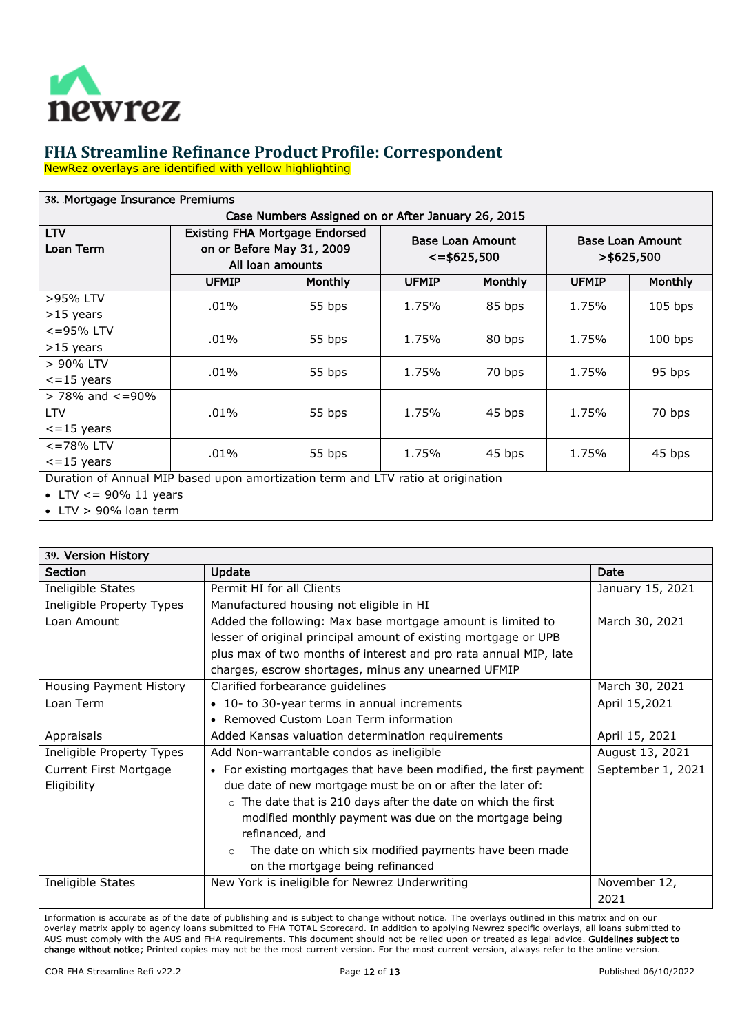# FHA Streamline Refinance Product Profile: Correspondent

NewRez overlays are identified with yellow highlighting

**38. Mortgage Insurance Premiums**

| Case Numbers Assigned on or After January 26, 2015 | | | | | | |
|---|---|---|---|---|---|---|
| LTV<br>Loan Term | Existing FHA Mortgage Endorsed on or Before May 31, 2009<br>All loan amounts | | Base Loan Amount <=$625,500 | | Base Loan Amount >$625,500 | |
| | UFMIP | Monthly | UFMIP | Monthly | UFMIP | Monthly |
| >95% LTV<br>>15 years | .01% | 55 bps | 1.75% | 85 bps | 1.75% | 105 bps |
| <=95% LTV<br>>15 years | .01% | 55 bps | 1.75% | 80 bps | 1.75% | 100 bps |
| > 90% LTV<br><=15 years | .01% | 55 bps | 1.75% | 70 bps | 1.75% | 95 bps |
| > 78% and <=90% LTV<br><=15 years | .01% | 55 bps | 1.75% | 45 bps | 1.75% | 70 bps |
| <=78% LTV<br><=15 years | .01% | 55 bps | 1.75% | 45 bps | 1.75% | 45 bps |

Duration of Annual MIP based upon amortization term and LTV ratio at origination

- LTV <= 90% 11 years
- LTV > 90% loan term

**39. Version History**

| Section | Update | Date |
|---|---|---|
| Ineligible States<br>Ineligible Property Types | Permit HI for all Clients<br>Manufactured housing not eligible in HI | January 15, 2021 |
| Loan Amount | Added the following: Max base mortgage amount is limited to lesser of original principal amount of existing mortgage or UPB plus max of two months of interest and pro rata annual MIP, late charges, escrow shortages, minus any unearned UFMIP | March 30, 2021 |
| Housing Payment History | Clarified forbearance guidelines | March 30, 2021 |
| Loan Term | • 10- to 30-year terms in annual increments<br>• Removed Custom Loan Term information | April 15,2021 |
| Appraisals | Added Kansas valuation determination requirements | April 15, 2021 |
| Ineligible Property Types | Add Non-warrantable condos as ineligible | August 13, 2021 |
| Current First Mortgage Eligibility | • For existing mortgages that have been modified, the first payment due date of new mortgage must be on or after the later of:<br>○ The date that is 210 days after the date on which the first modified monthly payment was due on the mortgage being refinanced, and<br>○ The date on which six modified payments have been made on the mortgage being refinanced | September 1, 2021 |
| Ineligible States | New York is ineligible for Newrez Underwriting | November 12, 2021 |

Information is accurate as of the date of publishing and is subject to change without notice. The overlays outlined in this matrix and on our overlay matrix apply to agency loans submitted to FHA TOTAL Scorecard. In addition to applying Newrez specific overlays, all loans submitted to AUS must comply with the AUS and FHA requirements. This document should not be relied upon or treated as legal advice. **Guidelines subject to change without notice**; Printed copies may not be the most current version. For the most current version, always refer to the online version.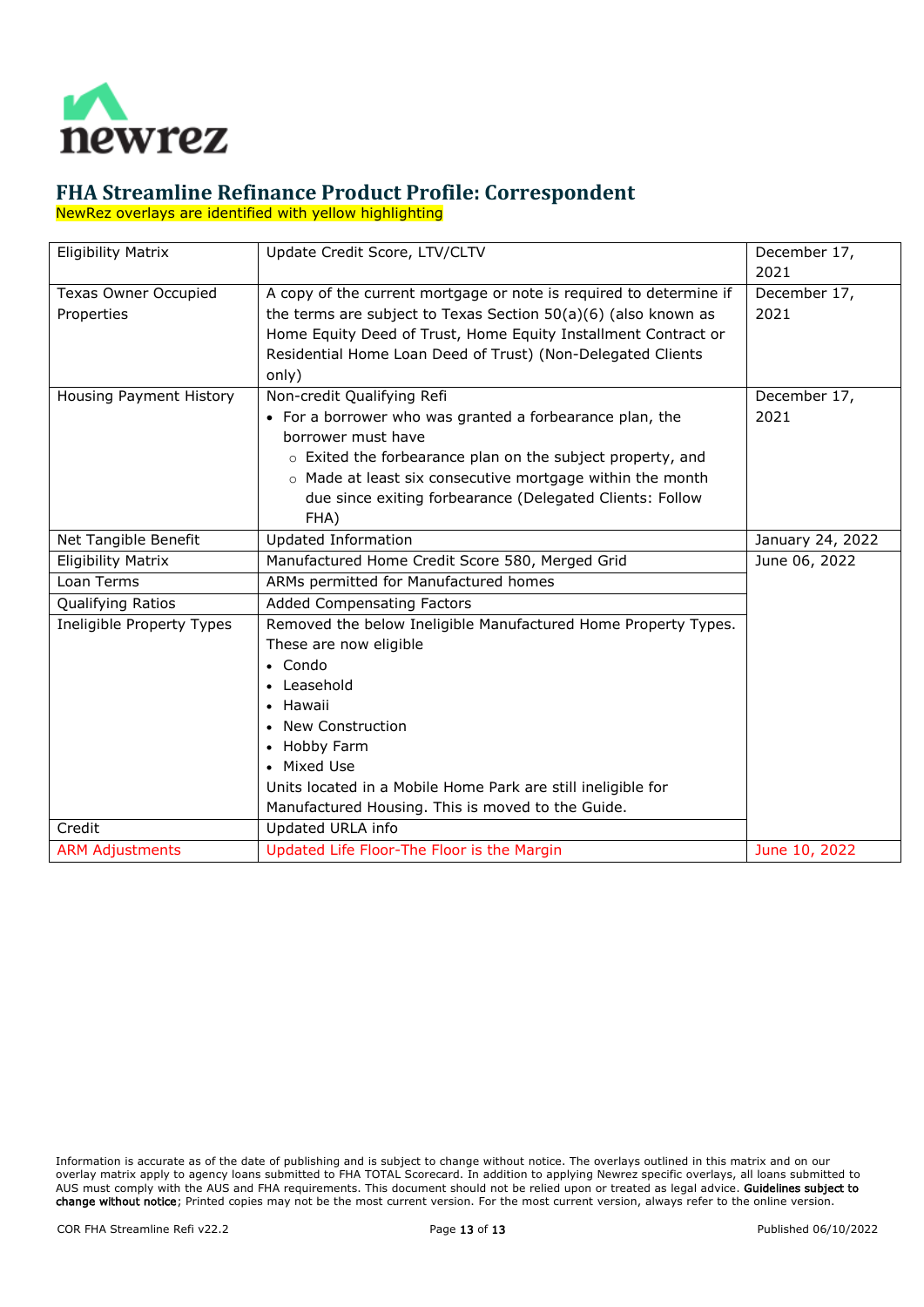# FHA Streamline Refinance Product Profile: Correspondent

NewRez overlays are identified with yellow highlighting

| | | |
|---|---|---|
| Eligibility Matrix | Update Credit Score, LTV/CLTV | December 17, 2021 |
| Texas Owner Occupied Properties | A copy of the current mortgage or note is required to determine if the terms are subject to Texas Section 50(a)(6) (also known as Home Equity Deed of Trust, Home Equity Installment Contract or Residential Home Loan Deed of Trust) (Non-Delegated Clients only) | December 17, 2021 |
| Housing Payment History | Non-credit Qualifying Refi<br>• For a borrower who was granted a forbearance plan, the borrower must have<br>  ○ Exited the forbearance plan on the subject property, and<br>  ○ Made at least six consecutive mortgage within the month due since exiting forbearance (Delegated Clients: Follow FHA) | December 17, 2021 |
| Net Tangible Benefit | Updated Information | January 24, 2022 |
| Eligibility Matrix | Manufactured Home Credit Score 580, Merged Grid | June 06, 2022 |
| Loan Terms | ARMs permitted for Manufactured homes | |
| Qualifying Ratios | Added Compensating Factors | |
| Ineligible Property Types | Removed the below Ineligible Manufactured Home Property Types. These are now eligible<br>• Condo<br>• Leasehold<br>• Hawaii<br>• New Construction<br>• Hobby Farm<br>• Mixed Use<br>Units located in a Mobile Home Park are still ineligible for Manufactured Housing. This is moved to the Guide. | |
| Credit | Updated URLA info | |
| ARM Adjustments | Updated Life Floor-The Floor is the Margin | June 10, 2022 |

Information is accurate as of the date of publishing and is subject to change without notice. The overlays outlined in this matrix and on our overlay matrix apply to agency loans submitted to FHA TOTAL Scorecard. In addition to applying Newrez specific overlays, all loans submitted to AUS must comply with the AUS and FHA requirements. This document should not be relied upon or treated as legal advice. **Guidelines subject to change without notice**; Printed copies may not be the most current version. For the most current version, always refer to the online version.